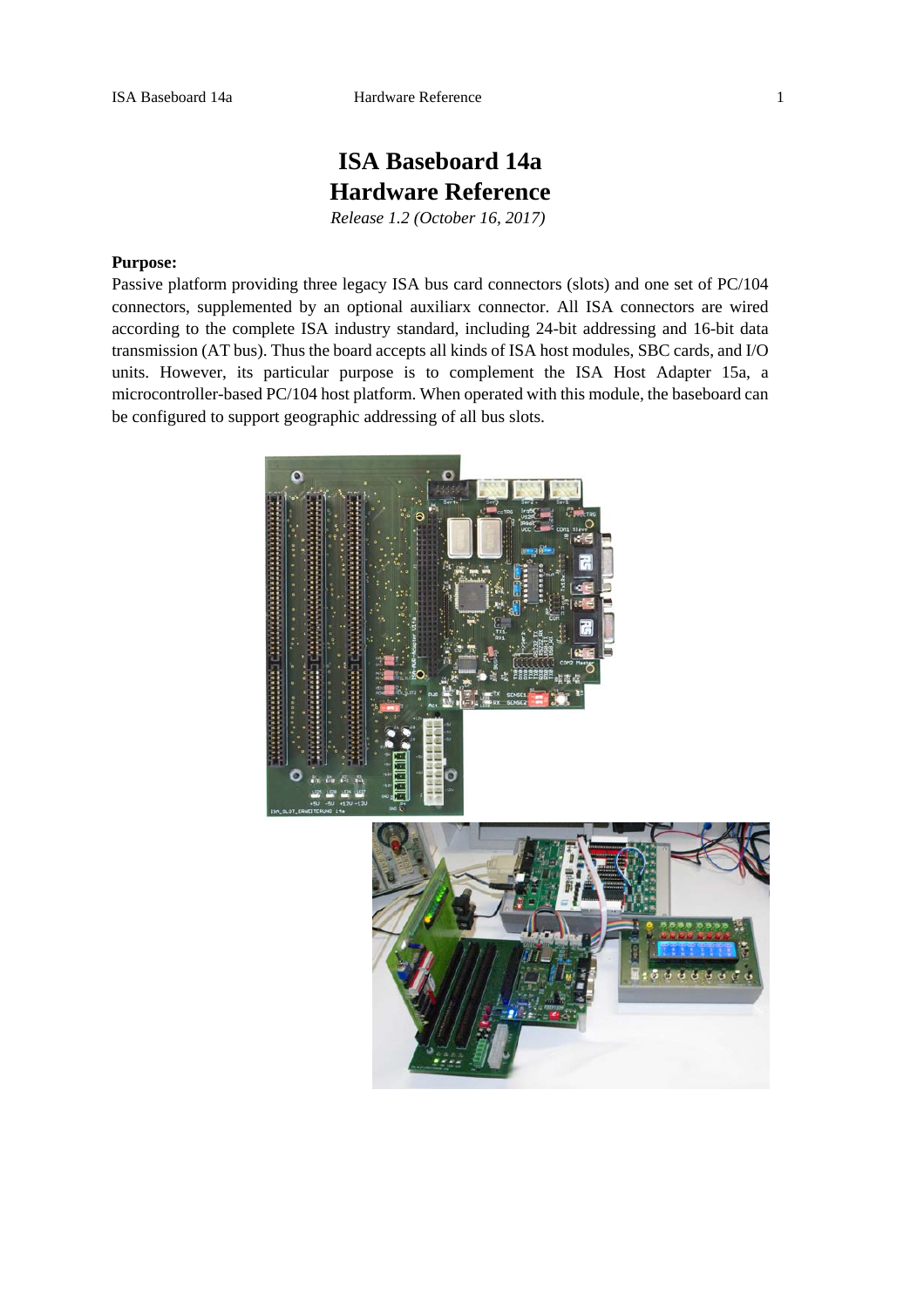# ISA Baseboard 14a
# Hardware Reference

*Release 1.2 (October 16, 2017)*

**Purpose:**

Passive platform providing three legacy ISA bus card connectors (slots) and one set of PC/104 connectors, supplemented by an optional auxiliarx connector. All ISA connectors are wired according to the complete ISA industry standard, including 24-bit addressing and 16-bit data transmission (AT bus). Thus the board accepts all kinds of ISA host modules, SBC cards, and I/O units. However, its particular purpose is to complement the ISA Host Adapter 15a, a microcontroller-based PC/104 host platform. When operated with this module, the baseboard can be configured to support geographic addressing of all bus slots.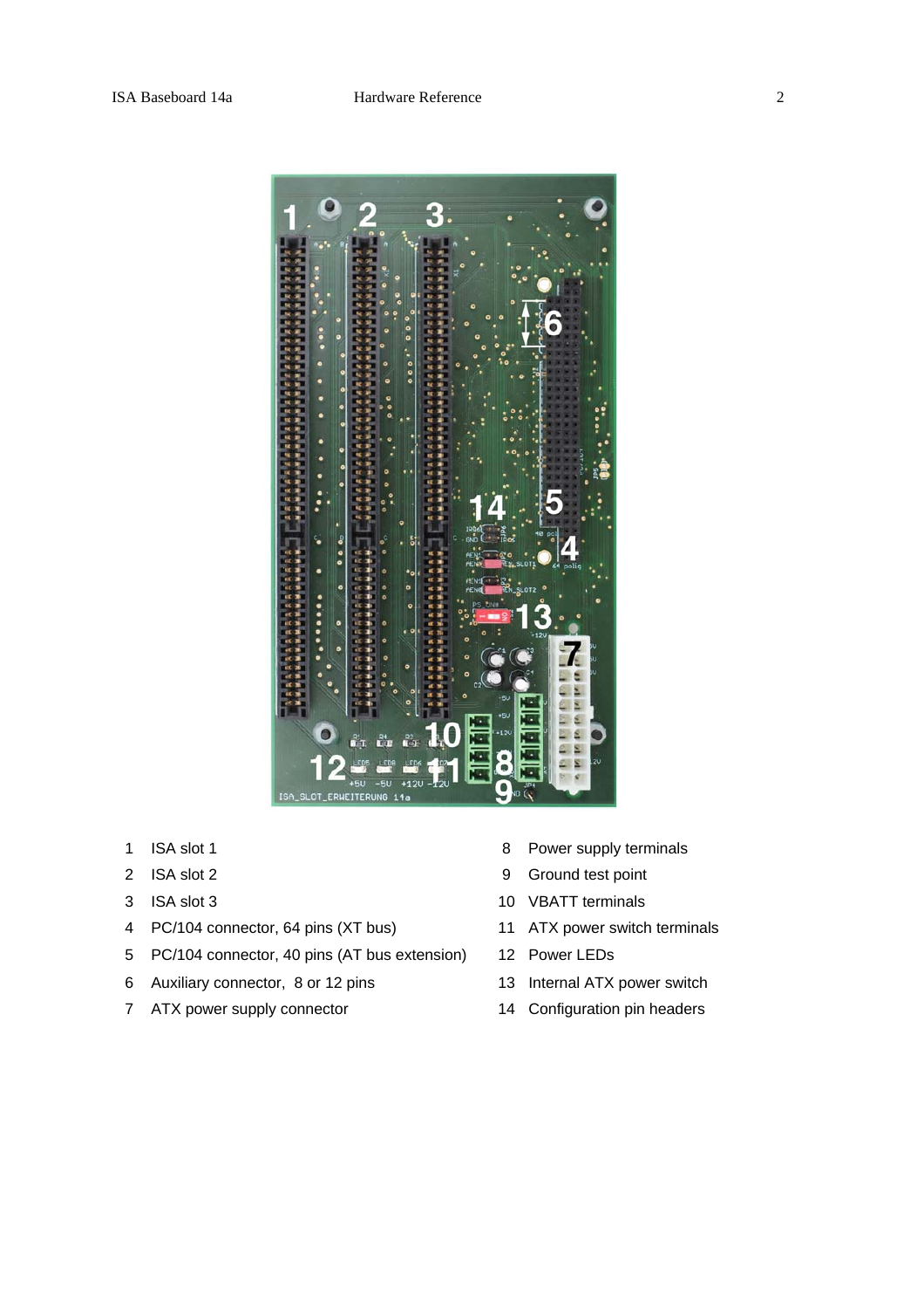1 ISA slot 1

2 ISA slot 2

3 ISA slot 3

4 PC/104 connector, 64 pins (XT bus)

5 PC/104 connector, 40 pins (AT bus extension)

6 Auxiliary connector, 8 or 12 pins

7 ATX power supply connector

8 Power supply terminals

9 Ground test point

10 VBATT terminals

11 ATX power switch terminals

12 Power LEDs

13 Internal ATX power switch

14 Configuration pin headers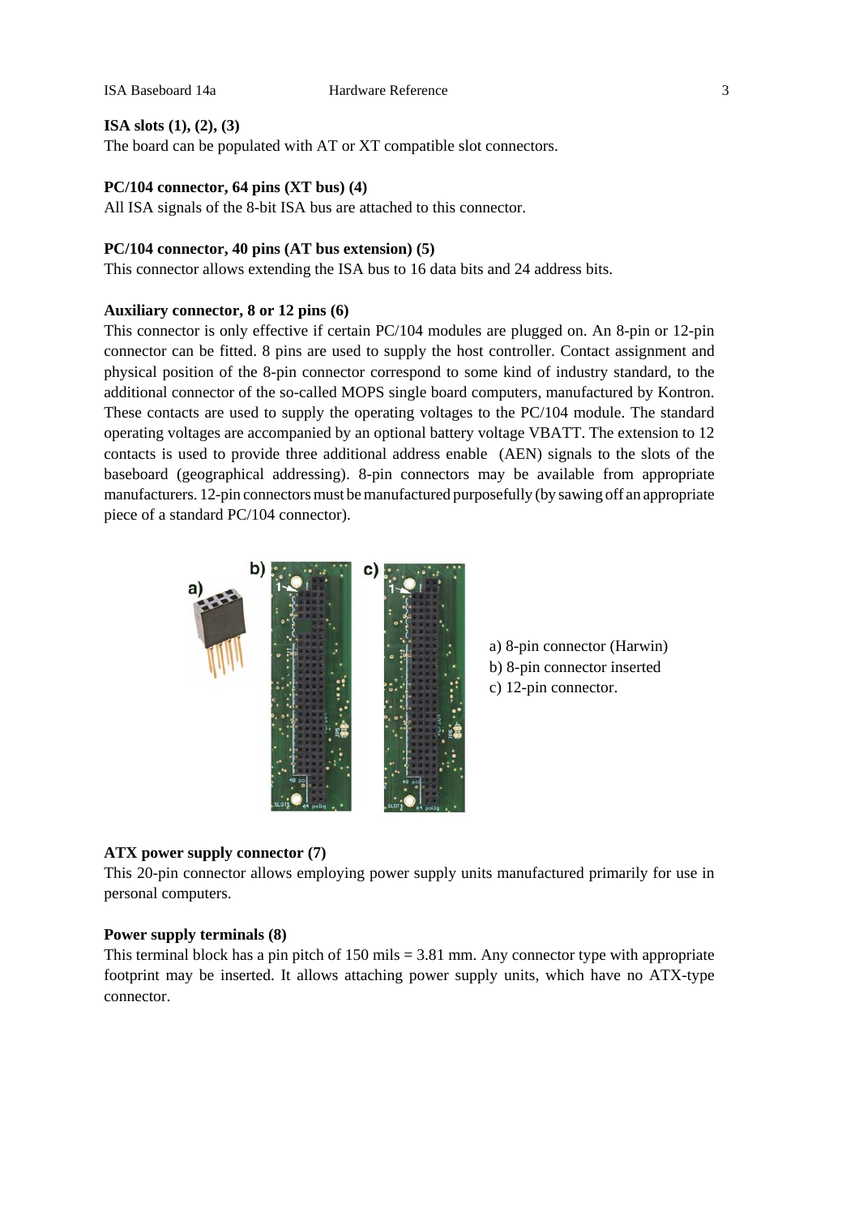**ISA slots (1), (2), (3)**

The board can be populated with AT or XT compatible slot connectors.

**PC/104 connector, 64 pins (XT bus) (4)**

All ISA signals of the 8-bit ISA bus are attached to this connector.

**PC/104 connector, 40 pins (AT bus extension) (5)**

This connector allows extending the ISA bus to 16 data bits and 24 address bits.

**Auxiliary connector, 8 or 12 pins (6)**

This connector is only effective if certain PC/104 modules are plugged on. An 8-pin or 12-pin connector can be fitted. 8 pins are used to supply the host controller. Contact assignment and physical position of the 8-pin connector correspond to some kind of industry standard, to the additional connector of the so-called MOPS single board computers, manufactured by Kontron. These contacts are used to supply the operating voltages to the PC/104 module. The standard operating voltages are accompanied by an optional battery voltage VBATT. The extension to 12 contacts is used to provide three additional address enable (AEN) signals to the slots of the baseboard (geographical addressing). 8-pin connectors may be available from appropriate manufacturers. 12-pin connectors must be manufactured purposefully (by sawing off an appropriate piece of a standard PC/104 connector).

a) 8-pin connector (Harwin)
b) 8-pin connector inserted
c) 12-pin connector.

**ATX power supply connector (7)**

This 20-pin connector allows employing power supply units manufactured primarily for use in personal computers.

**Power supply terminals (8)**

This terminal block has a pin pitch of 150 mils = 3.81 mm. Any connector type with appropriate footprint may be inserted. It allows attaching power supply units, which have no ATX-type connector.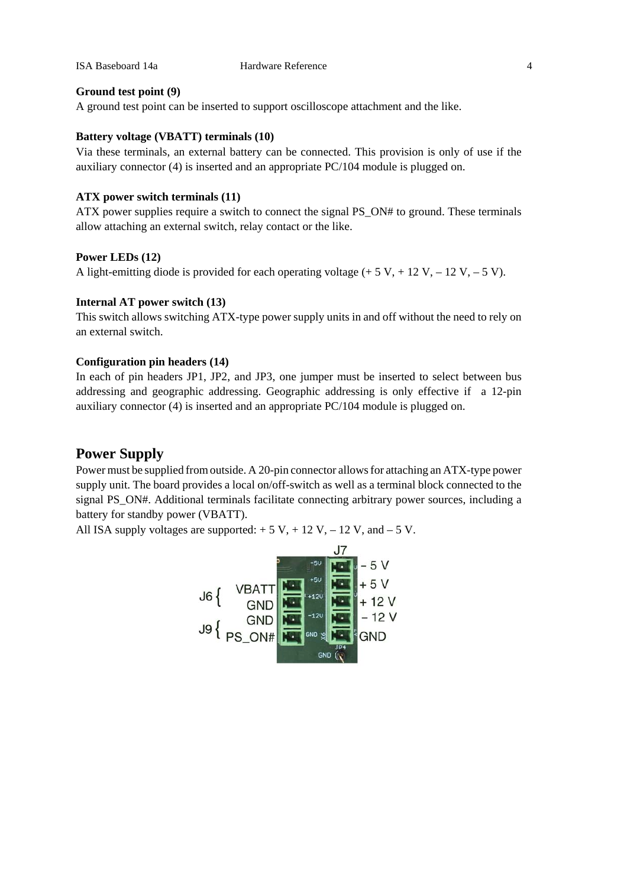**Ground test point (9)**

A ground test point can be inserted to support oscilloscope attachment and the like.

**Battery voltage (VBATT) terminals (10)**

Via these terminals, an external battery can be connected. This provision is only of use if the auxiliary connector (4) is inserted and an appropriate PC/104 module is plugged on.

**ATX power switch terminals (11)**

ATX power supplies require a switch to connect the signal PS_ON# to ground. These terminals allow attaching an external switch, relay contact or the like.

**Power LEDs (12)**

A light-emitting diode is provided for each operating voltage (+ 5 V, + 12 V, – 12 V, – 5 V).

**Internal AT power switch (13)**

This switch allows switching ATX-type power supply units in and off without the need to rely on an external switch.

**Configuration pin headers (14)**

In each of pin headers JP1, JP2, and JP3, one jumper must be inserted to select between bus addressing and geographic addressing. Geographic addressing is only effective if a 12-pin auxiliary connector (4) is inserted and an appropriate PC/104 module is plugged on.

## Power Supply

Power must be supplied from outside. A 20-pin connector allows for attaching an ATX-type power supply unit. The board provides a local on/off-switch as well as a terminal block connected to the signal PS_ON#. Additional terminals facilitate connecting arbitrary power sources, including a battery for standby power (VBATT).

All ISA supply voltages are supported: + 5 V, + 12 V, – 12 V, and – 5 V.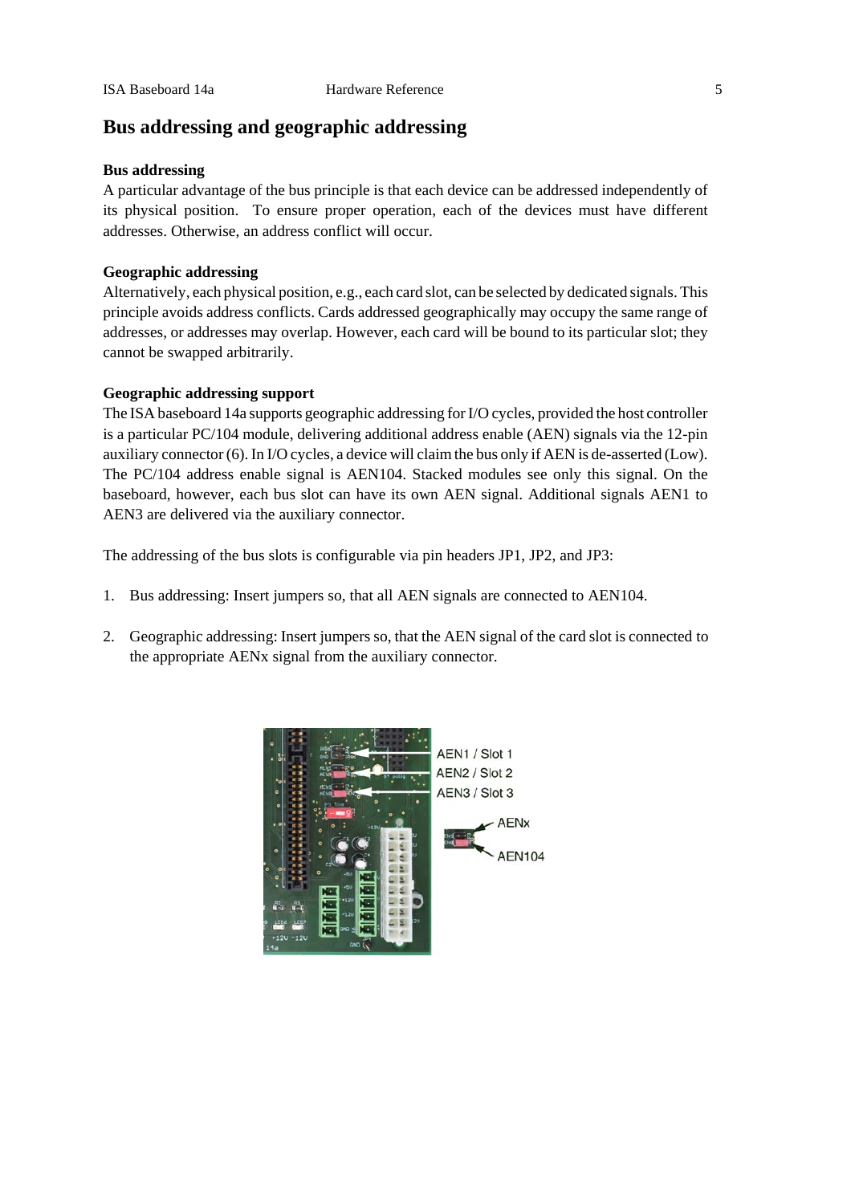# Bus addressing and geographic addressing

**Bus addressing**

A particular advantage of the bus principle is that each device can be addressed independently of its physical position. To ensure proper operation, each of the devices must have different addresses. Otherwise, an address conflict will occur.

**Geographic addressing**

Alternatively, each physical position, e.g., each card slot, can be selected by dedicated signals. This principle avoids address conflicts. Cards addressed geographically may occupy the same range of addresses, or addresses may overlap. However, each card will be bound to its particular slot; they cannot be swapped arbitrarily.

**Geographic addressing support**

The ISA baseboard 14a supports geographic addressing for I/O cycles, provided the host controller is a particular PC/104 module, delivering additional address enable (AEN) signals via the 12-pin auxiliary connector (6). In I/O cycles, a device will claim the bus only if AEN is de-asserted (Low). The PC/104 address enable signal is AEN104. Stacked modules see only this signal. On the baseboard, however, each bus slot can have its own AEN signal. Additional signals AEN1 to AEN3 are delivered via the auxiliary connector.

The addressing of the bus slots is configurable via pin headers JP1, JP2, and JP3:

1. Bus addressing: Insert jumpers so, that all AEN signals are connected to AEN104.

2. Geographic addressing: Insert jumpers so, that the AEN signal of the card slot is connected to the appropriate AENx signal from the auxiliary connector.

AEN1 / Slot 1

AEN2 / Slot 2

AEN3 / Slot 3

AENx

AEN104